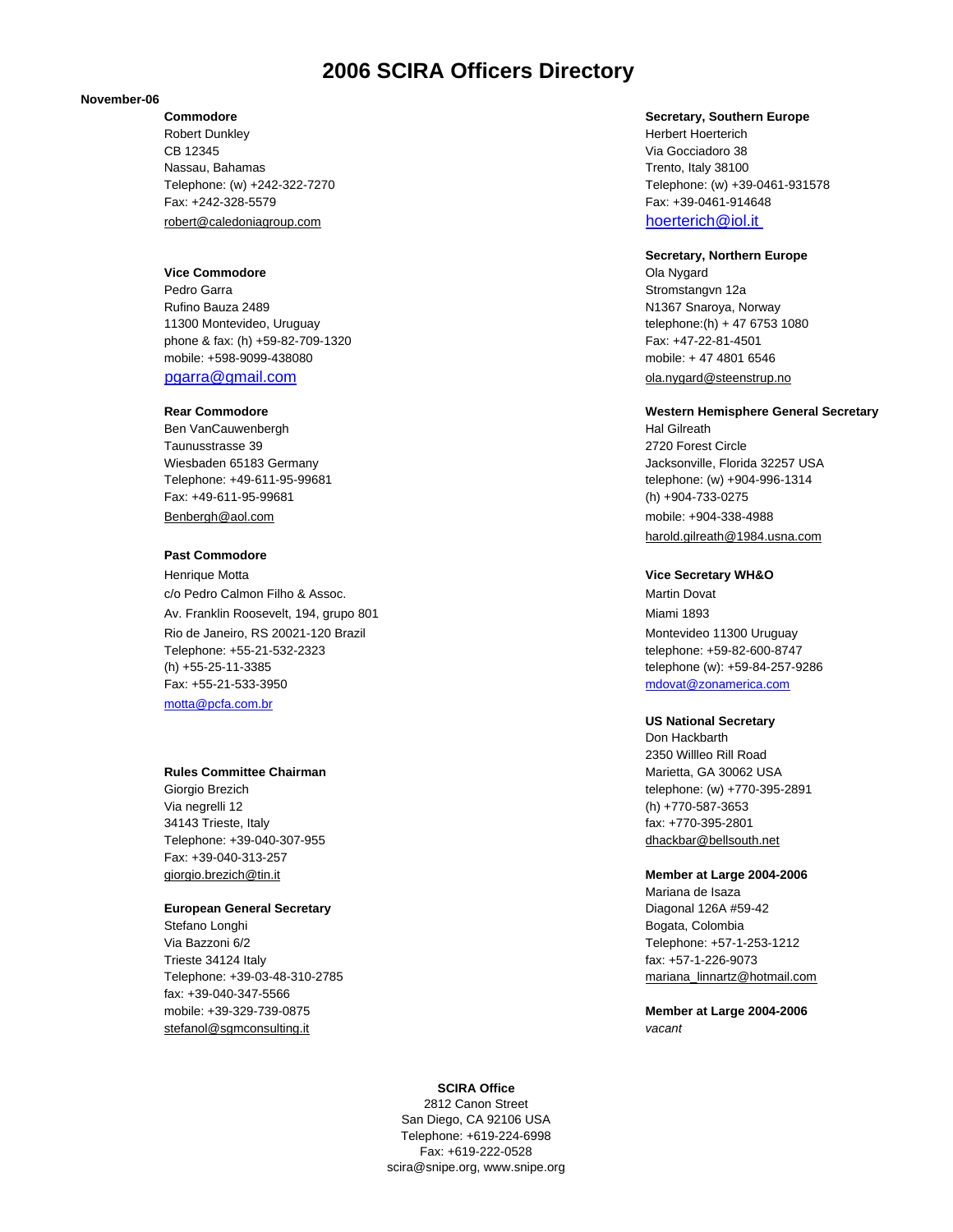# 2006 SCIRA Officers Directory

**November-06**

**Commodore**
Robert Dunkley
CB 12345
Nassau, Bahamas
Telephone: (w) +242-322-7270
Fax: +242-328-5579
robert@caledoniagroup.com

**Vice Commodore**
Pedro Garra
Rufino Bauza 2489
11300 Montevideo, Uruguay
phone & fax: (h) +59-82-709-1320
mobile: +598-9099-438080
pgarra@gmail.com

**Rear Commodore**
Ben VanCauwenbergh
Taunusstrasse 39
Wiesbaden 65183 Germany
Telephone: +49-611-95-99681
Fax: +49-611-95-99681
Benbergh@aol.com

**Past Commodore**
Henrique Motta
c/o Pedro Calmon Filho & Assoc.
Av. Franklin Roosevelt, 194, grupo 801
Rio de Janeiro, RS 20021-120 Brazil
Telephone: +55-21-532-2323
(h) +55-25-11-3385
Fax: +55-21-533-3950
motta@pcfa.com.br

**Rules Committee Chairman**
Giorgio Brezich
Via negrelli 12
34143 Trieste, Italy
Telephone: +39-040-307-955
Fax: +39-040-313-257
giorgio.brezich@tin.it

**European General Secretary**
Stefano Longhi
Via Bazzoni 6/2
Trieste 34124 Italy
Telephone: +39-03-48-310-2785
fax: +39-040-347-5566
mobile: +39-329-739-0875
stefanol@sgmconsulting.it

**Secretary, Southern Europe**
Herbert Hoerterich
Via Gocciadoro 38
Trento, Italy 38100
Telephone: (w) +39-0461-931578
Fax: +39-0461-914648
hoerterich@iol.it

**Secretary, Northern Europe**
Ola Nygard
Stromstangvn 12a
N1367 Snaroya, Norway
telephone:(h) + 47 6753 1080
Fax: +47-22-81-4501
mobile: + 47 4801 6546
ola.nygard@steenstrup.no

**Western Hemisphere General Secretary**
Hal Gilreath
2720 Forest Circle
Jacksonville, Florida 32257 USA
telephone: (w) +904-996-1314
(h) +904-733-0275
mobile: +904-338-4988
harold.gilreath@1984.usna.com

**Vice Secretary WH&O**
Martin Dovat
Miami 1893
Montevideo 11300 Uruguay
telephone: +59-82-600-8747
telephone (w): +59-84-257-9286
mdovat@zonamerica.com

**US National Secretary**
Don Hackbarth
2350 Willleo Rill Road
Marietta, GA 30062 USA
telephone: (w) +770-395-2891
(h) +770-587-3653
fax: +770-395-2801
dhackbar@bellsouth.net

**Member at Large 2004-2006**
Mariana de Isaza
Diagonal 126A #59-42
Bogata, Colombia
Telephone: +57-1-253-1212
fax: +57-1-226-9073
mariana_linnartz@hotmail.com

**Member at Large 2004-2006**
*vacant*

**SCIRA Office**
2812 Canon Street
San Diego, CA 92106 USA
Telephone: +619-224-6998
Fax: +619-222-0528
scira@snipe.org, www.snipe.org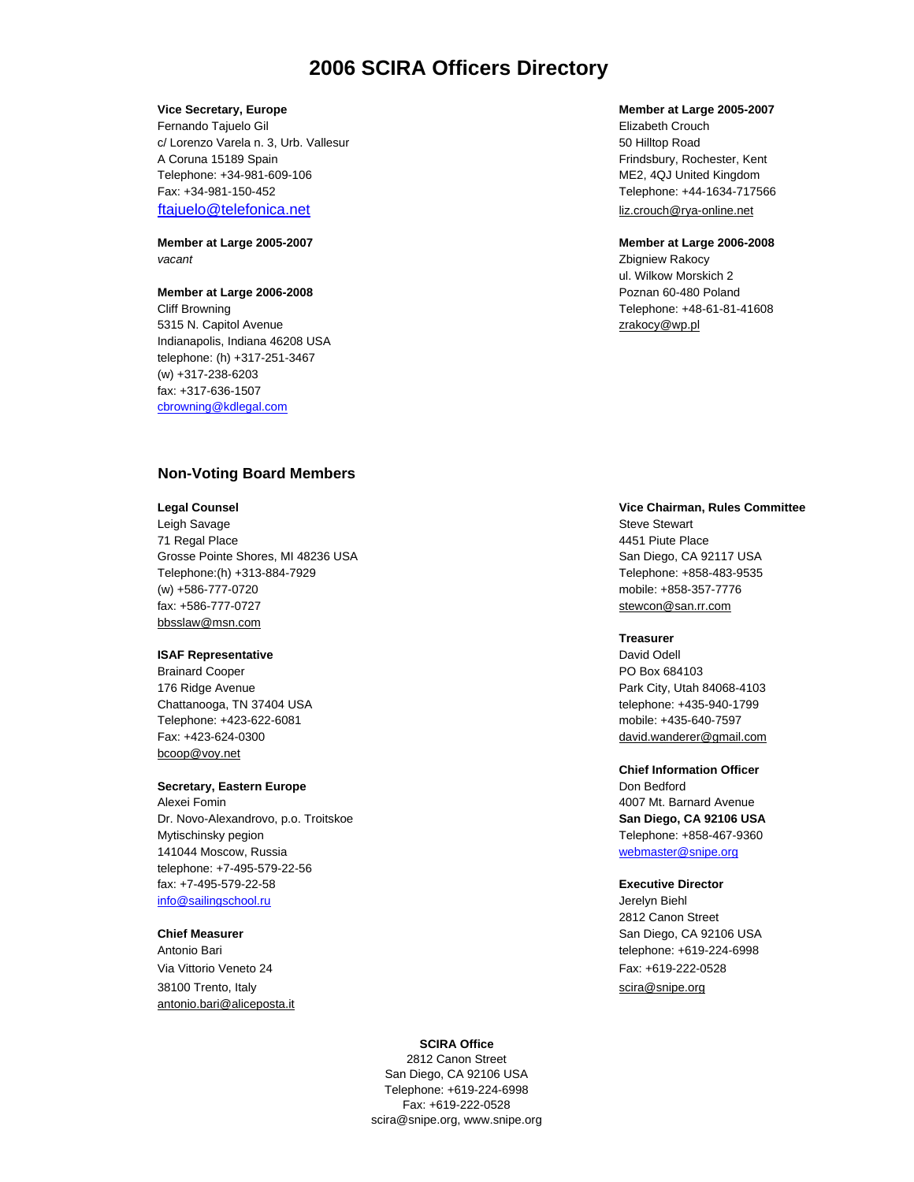# 2006 SCIRA Officers Directory

**Vice Secretary, Europe**
Fernando Tajuelo Gil
c/ Lorenzo Varela n. 3, Urb. Vallesur
A Coruna 15189 Spain
Telephone: +34-981-609-106
Fax: +34-981-150-452
ftajuelo@telefonica.net

**Member at Large 2005-2007**
*vacant*

**Member at Large 2006-2008**
Cliff Browning
5315 N. Capitol Avenue
Indianapolis, Indiana 46208 USA
telephone: (h) +317-251-3467
(w) +317-238-6203
fax: +317-636-1507
cbrowning@kdlegal.com

**Member at Large 2005-2007**
Elizabeth Crouch
50 Hilltop Road
Frindsbury, Rochester, Kent
ME2, 4QJ United Kingdom
Telephone: +44-1634-717566
liz.crouch@rya-online.net

**Member at Large 2006-2008**
Zbigniew Rakocy
ul. Wilkow Morskich 2
Poznan 60-480 Poland
Telephone: +48-61-81-41608
zrakocy@wp.pl

## Non-Voting Board Members

**Legal Counsel**
Leigh Savage
71 Regal Place
Grosse Pointe Shores, MI 48236 USA
Telephone:(h) +313-884-7929
(w) +586-777-0720
fax: +586-777-0727
bbsslaw@msn.com

**ISAF Representative**
Brainard Cooper
176 Ridge Avenue
Chattanooga, TN 37404 USA
Telephone: +423-622-6081
Fax: +423-624-0300
bcoop@voy.net

**Secretary, Eastern Europe**
Alexei Fomin
Dr. Novo-Alexandrovo, p.o. Troitskoe
Mytischinsky pegion
141044 Moscow, Russia
telephone: +7-495-579-22-56
fax: +7-495-579-22-58
info@sailingschool.ru

**Chief Measurer**
Antonio Bari
Via Vittorio Veneto 24
38100 Trento, Italy
antonio.bari@aliceposta.it

**Vice Chairman, Rules Committee**
Steve Stewart
4451 Piute Place
San Diego, CA 92117 USA
Telephone: +858-483-9535
mobile: +858-357-7776
stewcon@san.rr.com

**Treasurer**
David Odell
PO Box 684103
Park City, Utah 84068-4103
telephone: +435-940-1799
mobile: +435-640-7597
david.wanderer@gmail.com

**Chief Information Officer**
Don Bedford
4007 Mt. Barnard Avenue
**San Diego, CA 92106 USA**
Telephone: +858-467-9360
webmaster@snipe.org

**Executive Director**
Jerelyn Biehl
2812 Canon Street
San Diego, CA 92106 USA
telephone: +619-224-6998
Fax: +619-222-0528
scira@snipe.org

**SCIRA Office**
2812 Canon Street
San Diego, CA 92106 USA
Telephone: +619-224-6998
Fax: +619-222-0528
scira@snipe.org, www.snipe.org